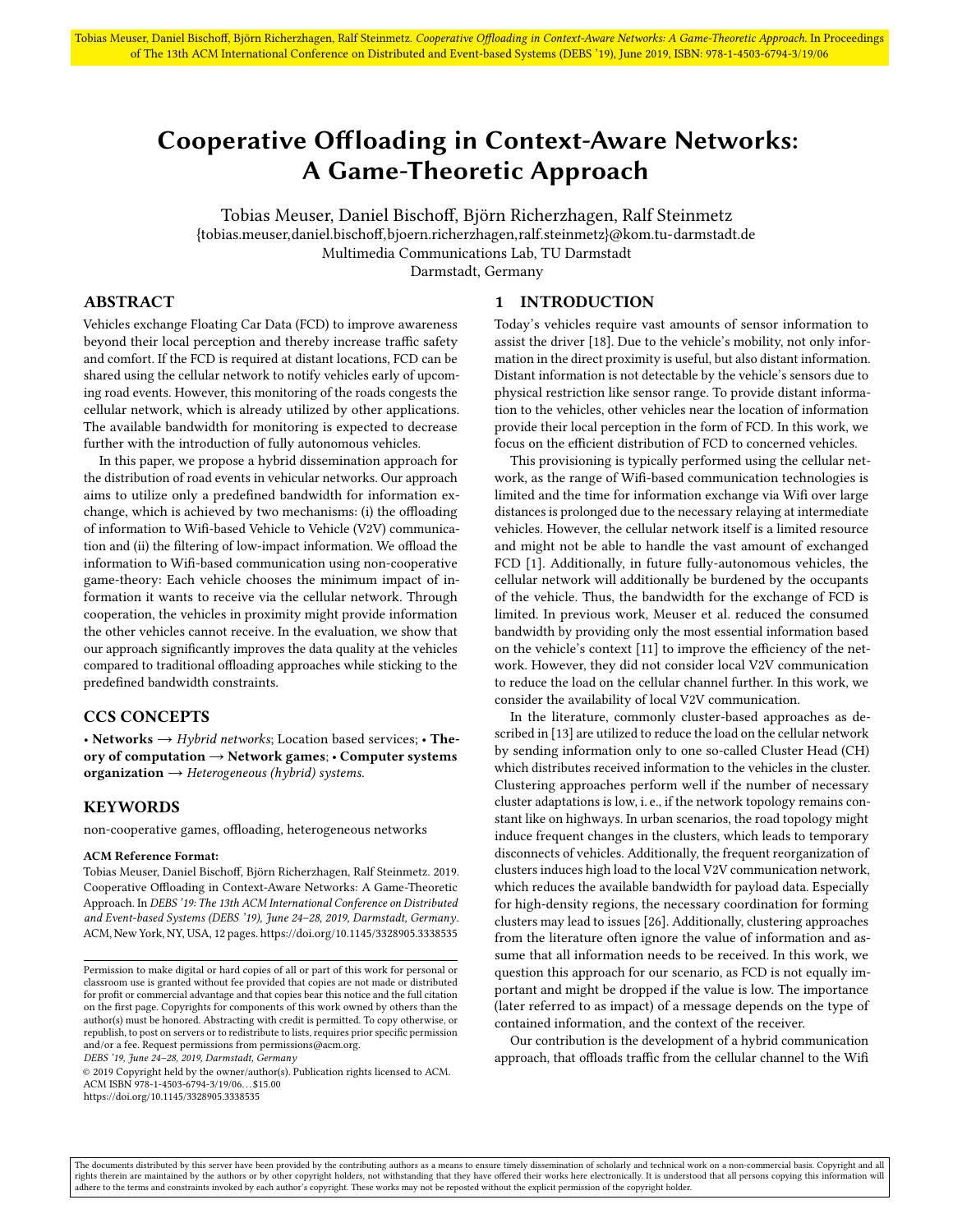# Cooperative Offloading in Context-Aware Networks: A Game-Theoretic Approach

Tobias Meuser, Daniel Bischoff, Björn Richerzhagen, Ralf Steinmetz
{tobias.meuser,daniel.bischoff,bjoern.richerzhagen,ralf.steinmetz}@kom.tu-darmstadt.de
Multimedia Communications Lab, TU Darmstadt
Darmstadt, Germany

## ABSTRACT

Vehicles exchange Floating Car Data (FCD) to improve awareness beyond their local perception and thereby increase traffic safety and comfort. If the FCD is required at distant locations, FCD can be shared using the cellular network to notify vehicles early of upcoming road events. However, this monitoring of the roads congests the cellular network, which is already utilized by other applications. The available bandwidth for monitoring is expected to decrease further with the introduction of fully autonomous vehicles.

In this paper, we propose a hybrid dissemination approach for the distribution of road events in vehicular networks. Our approach aims to utilize only a predefined bandwidth for information exchange, which is achieved by two mechanisms: (i) the offloading of information to Wifi-based Vehicle to Vehicle (V2V) communication and (ii) the filtering of low-impact information. We offload the information to Wifi-based communication using non-cooperative game-theory: Each vehicle chooses the minimum impact of information it wants to receive via the cellular network. Through cooperation, the vehicles in proximity might provide information the other vehicles cannot receive. In the evaluation, we show that our approach significantly improves the data quality at the vehicles compared to traditional offloading approaches while sticking to the predefined bandwidth constraints.

## CCS CONCEPTS

• **Networks** → *Hybrid networks*; Location based services; • **Theory of computation** → **Network games**; • **Computer systems organization** → *Heterogeneous (hybrid) systems.*

## KEYWORDS

non-cooperative games, offloading, heterogeneous networks

**ACM Reference Format:**
Tobias Meuser, Daniel Bischoff, Björn Richerzhagen, Ralf Steinmetz. 2019. Cooperative Offloading in Context-Aware Networks: A Game-Theoretic Approach. In *DEBS '19: The 13th ACM International Conference on Distributed and Event-based Systems (DEBS '19), June 24–28, 2019, Darmstadt, Germany.* ACM, New York, NY, USA, 12 pages. https://doi.org/10.1145/3328905.3338535

Permission to make digital or hard copies of all or part of this work for personal or classroom use is granted without fee provided that copies are not made or distributed for profit or commercial advantage and that copies bear this notice and the full citation on the first page. Copyrights for components of this work owned by others than the author(s) must be honored. Abstracting with credit is permitted. To copy otherwise, or republish, to post on servers or to redistribute to lists, requires prior specific permission and/or a fee. Request permissions from permissions@acm.org.
*DEBS '19, June 24–28, 2019, Darmstadt, Germany*
© 2019 Copyright held by the owner/author(s). Publication rights licensed to ACM.
ACM ISBN 978-1-4503-6794-3/19/06…$15.00
https://doi.org/10.1145/3328905.3338535

## 1 INTRODUCTION

Today's vehicles require vast amounts of sensor information to assist the driver [18]. Due to the vehicle's mobility, not only information in the direct proximity is useful, but also distant information. Distant information is not detectable by the vehicle's sensors due to physical restriction like sensor range. To provide distant information to the vehicles, other vehicles near the location of information provide their local perception in the form of FCD. In this work, we focus on the efficient distribution of FCD to concerned vehicles.

This provisioning is typically performed using the cellular network, as the range of Wifi-based communication technologies is limited and the time for information exchange via Wifi over large distances is prolonged due to the necessary relaying at intermediate vehicles. However, the cellular network itself is a limited resource and might not be able to handle the vast amount of exchanged FCD [1]. Additionally, in future fully-autonomous vehicles, the cellular network will additionally be burdened by the occupants of the vehicle. Thus, the bandwidth for the exchange of FCD is limited. In previous work, Meuser et al. reduced the consumed bandwidth by providing only the most essential information based on the vehicle's context [11] to improve the efficiency of the network. However, they did not consider local V2V communication to reduce the load on the cellular channel further. In this work, we consider the availability of local V2V communication.

In the literature, commonly cluster-based approaches as described in [13] are utilized to reduce the load on the cellular network by sending information only to one so-called Cluster Head (CH) which distributes received information to the vehicles in the cluster. Clustering approaches perform well if the number of necessary cluster adaptations is low, i. e., if the network topology remains constant like on highways. In urban scenarios, the road topology might induce frequent changes in the clusters, which leads to temporary disconnects of vehicles. Additionally, the frequent reorganization of clusters induces high load to the local V2V communication network, which reduces the available bandwidth for payload data. Especially for high-density regions, the necessary coordination for forming clusters may lead to issues [26]. Additionally, clustering approaches from the literature often ignore the value of information and assume that all information needs to be received. In this work, we question this approach for our scenario, as FCD is not equally important and might be dropped if the value is low. The importance (later referred to as impact) of a message depends on the type of contained information, and the context of the receiver.

Our contribution is the development of a hybrid communication approach, that offloads traffic from the cellular channel to the Wifi

The documents distributed by this server have been provided by the contributing authors as a means to ensure timely dissemination of scholarly and technical work on a non-commercial basis. Copyright and all rights therein are maintained by the authors or by other copyright holders, not withstanding that they have offered their works here electronically. It is understood that all persons copying this information will adhere to the terms and constraints invoked by each author's copyright. These works may not be reposted without the explicit permission of the copyright holder.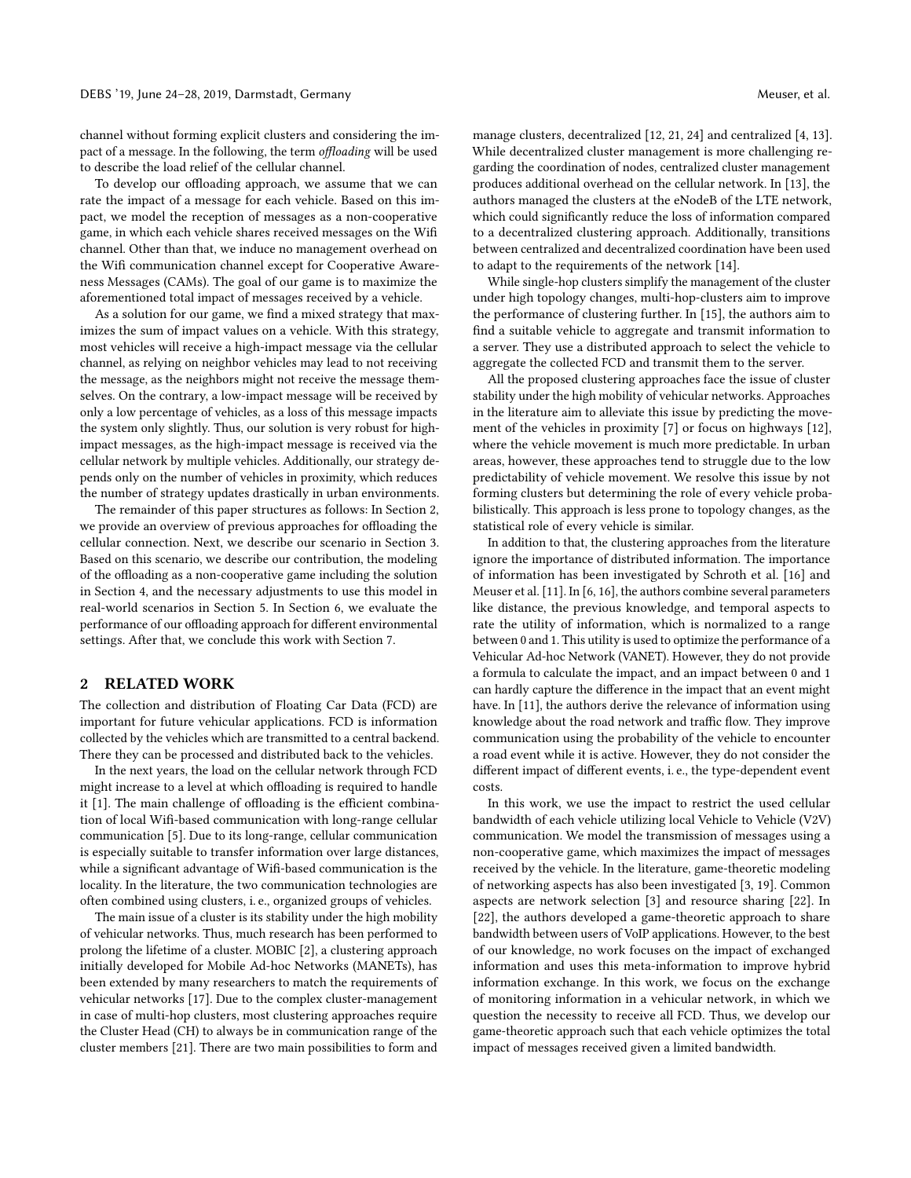channel without forming explicit clusters and considering the impact of a message. In the following, the term *offloading* will be used to describe the load relief of the cellular channel.

To develop our offloading approach, we assume that we can rate the impact of a message for each vehicle. Based on this impact, we model the reception of messages as a non-cooperative game, in which each vehicle shares received messages on the Wifi channel. Other than that, we induce no management overhead on the Wifi communication channel except for Cooperative Awareness Messages (CAMs). The goal of our game is to maximize the aforementioned total impact of messages received by a vehicle.

As a solution for our game, we find a mixed strategy that maximizes the sum of impact values on a vehicle. With this strategy, most vehicles will receive a high-impact message via the cellular channel, as relying on neighbor vehicles may lead to not receiving the message, as the neighbors might not receive the message themselves. On the contrary, a low-impact message will be received by only a low percentage of vehicles, as a loss of this message impacts the system only slightly. Thus, our solution is very robust for high-impact messages, as the high-impact message is received via the cellular network by multiple vehicles. Additionally, our strategy depends only on the number of vehicles in proximity, which reduces the number of strategy updates drastically in urban environments.

The remainder of this paper structures as follows: In Section 2, we provide an overview of previous approaches for offloading the cellular connection. Next, we describe our scenario in Section 3. Based on this scenario, we describe our contribution, the modeling of the offloading as a non-cooperative game including the solution in Section 4, and the necessary adjustments to use this model in real-world scenarios in Section 5. In Section 6, we evaluate the performance of our offloading approach for different environmental settings. After that, we conclude this work with Section 7.

## 2 RELATED WORK

The collection and distribution of Floating Car Data (FCD) are important for future vehicular applications. FCD is information collected by the vehicles which are transmitted to a central backend. There they can be processed and distributed back to the vehicles.

In the next years, the load on the cellular network through FCD might increase to a level at which offloading is required to handle it [1]. The main challenge of offloading is the efficient combination of local Wifi-based communication with long-range cellular communication [5]. Due to its long-range, cellular communication is especially suitable to transfer information over large distances, while a significant advantage of Wifi-based communication is the locality. In the literature, the two communication technologies are often combined using clusters, i. e., organized groups of vehicles.

The main issue of a cluster is its stability under the high mobility of vehicular networks. Thus, much research has been performed to prolong the lifetime of a cluster. MOBIC [2], a clustering approach initially developed for Mobile Ad-hoc Networks (MANETs), has been extended by many researchers to match the requirements of vehicular networks [17]. Due to the complex cluster-management in case of multi-hop clusters, most clustering approaches require the Cluster Head (CH) to always be in communication range of the cluster members [21]. There are two main possibilities to form and manage clusters, decentralized [12, 21, 24] and centralized [4, 13]. While decentralized cluster management is more challenging regarding the coordination of nodes, centralized cluster management produces additional overhead on the cellular network. In [13], the authors managed the clusters at the eNodeB of the LTE network, which could significantly reduce the loss of information compared to a decentralized clustering approach. Additionally, transitions between centralized and decentralized coordination have been used to adapt to the requirements of the network [14].

While single-hop clusters simplify the management of the cluster under high topology changes, multi-hop-clusters aim to improve the performance of clustering further. In [15], the authors aim to find a suitable vehicle to aggregate and transmit information to a server. They use a distributed approach to select the vehicle to aggregate the collected FCD and transmit them to the server.

All the proposed clustering approaches face the issue of cluster stability under the high mobility of vehicular networks. Approaches in the literature aim to alleviate this issue by predicting the movement of the vehicles in proximity [7] or focus on highways [12], where the vehicle movement is much more predictable. In urban areas, however, these approaches tend to struggle due to the low predictability of vehicle movement. We resolve this issue by not forming clusters but determining the role of every vehicle probabilistically. This approach is less prone to topology changes, as the statistical role of every vehicle is similar.

In addition to that, the clustering approaches from the literature ignore the importance of distributed information. The importance of information has been investigated by Schroth et al. [16] and Meuser et al. [11]. In [6, 16], the authors combine several parameters like distance, the previous knowledge, and temporal aspects to rate the utility of information, which is normalized to a range between 0 and 1. This utility is used to optimize the performance of a Vehicular Ad-hoc Network (VANET). However, they do not provide a formula to calculate the impact, and an impact between 0 and 1 can hardly capture the difference in the impact that an event might have. In [11], the authors derive the relevance of information using knowledge about the road network and traffic flow. They improve communication using the probability of the vehicle to encounter a road event while it is active. However, they do not consider the different impact of different events, i. e., the type-dependent event costs.

In this work, we use the impact to restrict the used cellular bandwidth of each vehicle utilizing local Vehicle to Vehicle (V2V) communication. We model the transmission of messages using a non-cooperative game, which maximizes the impact of messages received by the vehicle. In the literature, game-theoretic modeling of networking aspects has also been investigated [3, 19]. Common aspects are network selection [3] and resource sharing [22]. In [22], the authors developed a game-theoretic approach to share bandwidth between users of VoIP applications. However, to the best of our knowledge, no work focuses on the impact of exchanged information and uses this meta-information to improve hybrid information exchange. In this work, we focus on the exchange of monitoring information in a vehicular network, in which we question the necessity to receive all FCD. Thus, we develop our game-theoretic approach such that each vehicle optimizes the total impact of messages received given a limited bandwidth.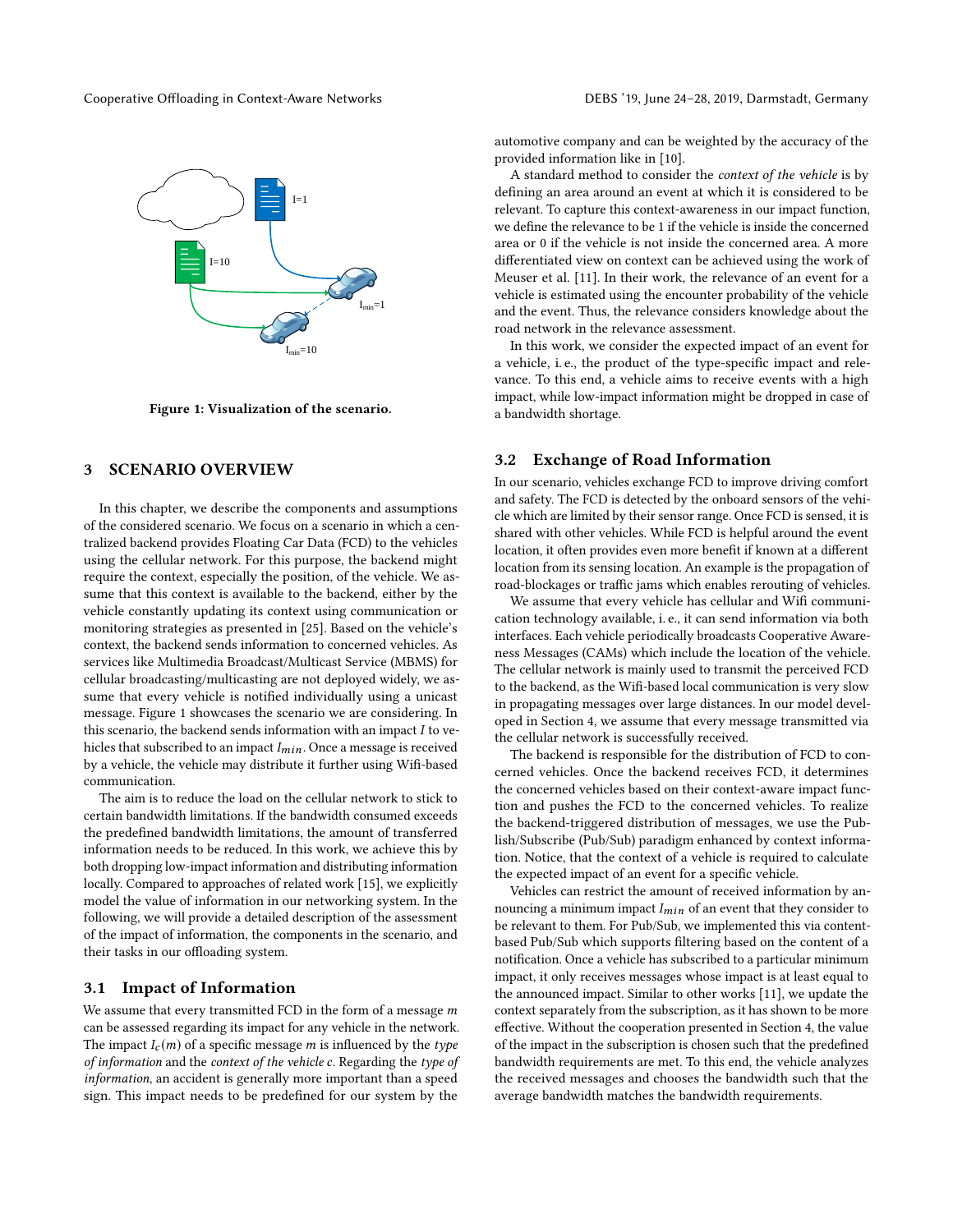Figure 1: Visualization of the scenario.

## 3 SCENARIO OVERVIEW

In this chapter, we describe the components and assumptions of the considered scenario. We focus on a scenario in which a centralized backend provides Floating Car Data (FCD) to the vehicles using the cellular network. For this purpose, the backend might require the context, especially the position, of the vehicle. We assume that this context is available to the backend, either by the vehicle constantly updating its context using communication or monitoring strategies as presented in [25]. Based on the vehicle's context, the backend sends information to concerned vehicles. As services like Multimedia Broadcast/Multicast Service (MBMS) for cellular broadcasting/multicasting are not deployed widely, we assume that every vehicle is notified individually using a unicast message. Figure 1 showcases the scenario we are considering. In this scenario, the backend sends information with an impact $I$ to vehicles that subscribed to an impact $I_{min}$. Once a message is received by a vehicle, the vehicle may distribute it further using Wifi-based communication.

The aim is to reduce the load on the cellular network to stick to certain bandwidth limitations. If the bandwidth consumed exceeds the predefined bandwidth limitations, the amount of transferred information needs to be reduced. In this work, we achieve this by both dropping low-impact information and distributing information locally. Compared to approaches of related work [15], we explicitly model the value of information in our networking system. In the following, we will provide a detailed description of the assessment of the impact of information, the components in the scenario, and their tasks in our offloading system.

### 3.1 Impact of Information

We assume that every transmitted FCD in the form of a message $m$ can be assessed regarding its impact for any vehicle in the network. The impact $I_c(m)$ of a specific message $m$ is influenced by the *type of information* and the *context of the vehicle* $c$. Regarding the *type of information*, an accident is generally more important than a speed sign. This impact needs to be predefined for our system by the automotive company and can be weighted by the accuracy of the provided information like in [10].

A standard method to consider the *context of the vehicle* is by defining an area around an event at which it is considered to be relevant. To capture this context-awareness in our impact function, we define the relevance to be 1 if the vehicle is inside the concerned area or 0 if the vehicle is not inside the concerned area. A more differentiated view on context can be achieved using the work of Meuser et al. [11]. In their work, the relevance of an event for a vehicle is estimated using the encounter probability of the vehicle and the event. Thus, the relevance considers knowledge about the road network in the relevance assessment.

In this work, we consider the expected impact of an event for a vehicle, i. e., the product of the type-specific impact and relevance. To this end, a vehicle aims to receive events with a high impact, while low-impact information might be dropped in case of a bandwidth shortage.

### 3.2 Exchange of Road Information

In our scenario, vehicles exchange FCD to improve driving comfort and safety. The FCD is detected by the onboard sensors of the vehicle which are limited by their sensor range. Once FCD is sensed, it is shared with other vehicles. While FCD is helpful around the event location, it often provides even more benefit if known at a different location from its sensing location. An example is the propagation of road-blockages or traffic jams which enables rerouting of vehicles.

We assume that every vehicle has cellular and Wifi communication technology available, i. e., it can send information via both interfaces. Each vehicle periodically broadcasts Cooperative Awareness Messages (CAMs) which include the location of the vehicle. The cellular network is mainly used to transmit the perceived FCD to the backend, as the Wifi-based local communication is very slow in propagating messages over large distances. In our model developed in Section 4, we assume that every message transmitted via the cellular network is successfully received.

The backend is responsible for the distribution of FCD to concerned vehicles. Once the backend receives FCD, it determines the concerned vehicles based on their context-aware impact function and pushes the FCD to the concerned vehicles. To realize the backend-triggered distribution of messages, we use the Publish/Subscribe (Pub/Sub) paradigm enhanced by context information. Notice, that the context of a vehicle is required to calculate the expected impact of an event for a specific vehicle.

Vehicles can restrict the amount of received information by announcing a minimum impact $I_{min}$ of an event that they consider to be relevant to them. For Pub/Sub, we implemented this via content-based Pub/Sub which supports filtering based on the content of a notification. Once a vehicle has subscribed to a particular minimum impact, it only receives messages whose impact is at least equal to the announced impact. Similar to other works [11], we update the context separately from the subscription, as it has shown to be more effective. Without the cooperation presented in Section 4, the value of the impact in the subscription is chosen such that the predefined bandwidth requirements are met. To this end, the vehicle analyzes the received messages and chooses the bandwidth such that the average bandwidth matches the bandwidth requirements.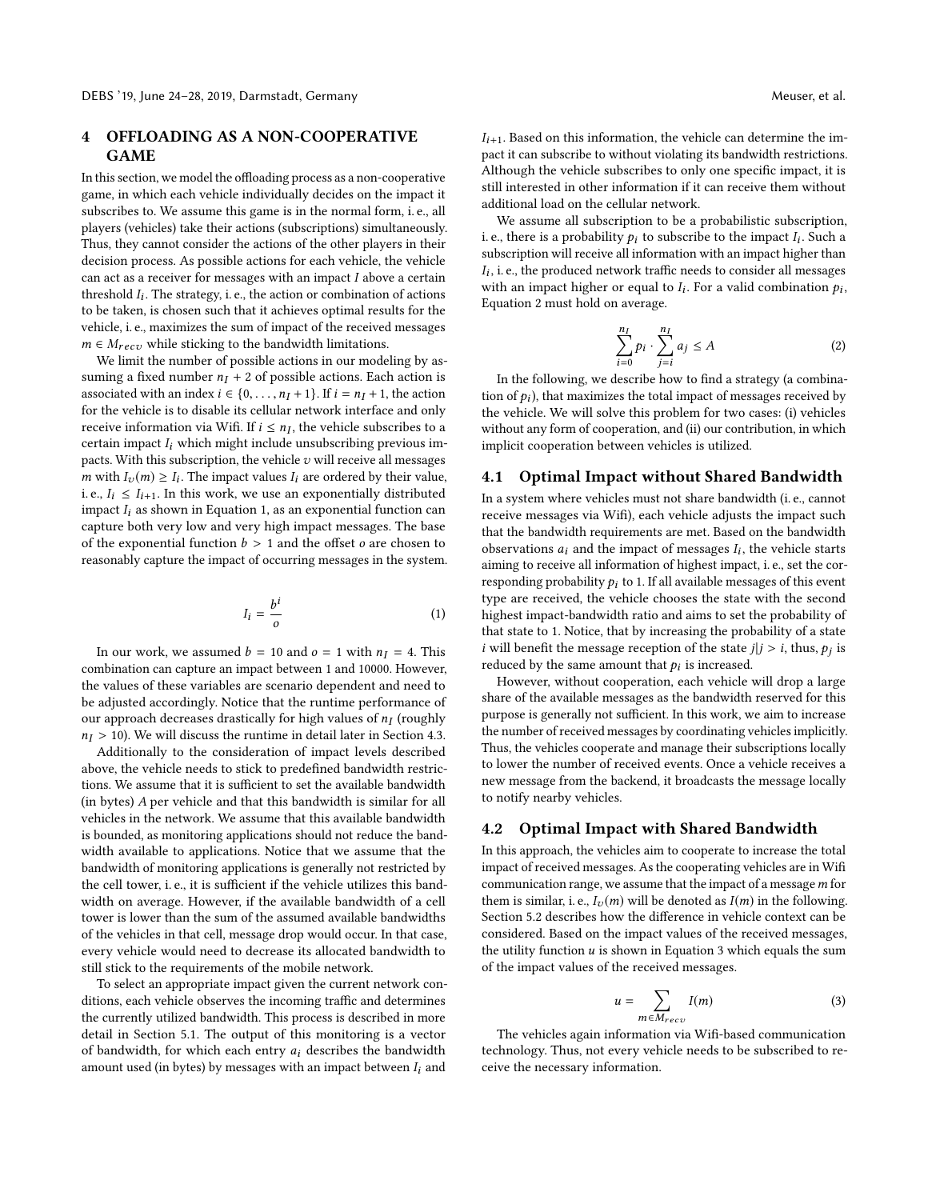## 4 OFFLOADING AS A NON-COOPERATIVE GAME

In this section, we model the offloading process as a non-cooperative game, in which each vehicle individually decides on the impact it subscribes to. We assume this game is in the normal form, i. e., all players (vehicles) take their actions (subscriptions) simultaneously. Thus, they cannot consider the actions of the other players in their decision process. As possible actions for each vehicle, the vehicle can act as a receiver for messages with an impact $I$ above a certain threshold $I_i$. The strategy, i. e., the action or combination of actions to be taken, is chosen such that it achieves optimal results for the vehicle, i. e., maximizes the sum of impact of the received messages $m \in M_{recv}$ while sticking to the bandwidth limitations.

We limit the number of possible actions in our modeling by assuming a fixed number $n_I + 2$ of possible actions. Each action is associated with an index $i \in \{0, \dots, n_I + 1\}$. If $i = n_I + 1$, the action for the vehicle is to disable its cellular network interface and only receive information via Wifi. If $i \leq n_I$, the vehicle subscribes to a certain impact $I_i$ which might include unsubscribing previous impacts. With this subscription, the vehicle $v$ will receive all messages $m$ with $I_v(m) \geq I_i$. The impact values $I_i$ are ordered by their value, i. e., $I_i \leq I_{i+1}$. In this work, we use an exponentially distributed impact $I_i$ as shown in Equation 1, as an exponential function can capture both very low and very high impact messages. The base of the exponential function $b > 1$ and the offset $o$ are chosen to reasonably capture the impact of occurring messages in the system.

$$I_i = \frac{b^i}{o} \tag{1}$$

In our work, we assumed $b = 10$ and $o = 1$ with $n_I = 4$. This combination can capture an impact between 1 and 10000. However, the values of these variables are scenario dependent and need to be adjusted accordingly. Notice that the runtime performance of our approach decreases drastically for high values of $n_I$ (roughly $n_I > 10$). We will discuss the runtime in detail later in Section 4.3.

Additionally to the consideration of impact levels described above, the vehicle needs to stick to predefined bandwidth restrictions. We assume that it is sufficient to set the available bandwidth (in bytes) $A$ per vehicle and that this bandwidth is similar for all vehicles in the network. We assume that this available bandwidth is bounded, as monitoring applications should not reduce the bandwidth available to applications. Notice that we assume that the bandwidth of monitoring applications is generally not restricted by the cell tower, i. e., it is sufficient if the vehicle utilizes this bandwidth on average. However, if the available bandwidth of a cell tower is lower than the sum of the assumed available bandwidths of the vehicles in that cell, message drop would occur. In that case, every vehicle would need to decrease its allocated bandwidth to still stick to the requirements of the mobile network.

To select an appropriate impact given the current network conditions, each vehicle observes the incoming traffic and determines the currently utilized bandwidth. This process is described in more detail in Section 5.1. The output of this monitoring is a vector of bandwidth, for which each entry $a_i$ describes the bandwidth amount used (in bytes) by messages with an impact between $I_i$ and $I_{i+1}$. Based on this information, the vehicle can determine the impact it can subscribe to without violating its bandwidth restrictions. Although the vehicle subscribes to only one specific impact, it is still interested in other information if it can receive them without additional load on the cellular network.

We assume all subscription to be a probabilistic subscription, i. e., there is a probability $p_i$ to subscribe to the impact $I_i$. Such a subscription will receive all information with an impact higher than $I_i$, i. e., the produced network traffic needs to consider all messages with an impact higher or equal to $I_i$. For a valid combination $p_i$, Equation 2 must hold on average.

$$\sum_{i=0}^{n_I} p_i \cdot \sum_{j=i}^{n_I} a_j \leq A \tag{2}$$

In the following, we describe how to find a strategy (a combination of $p_i$), that maximizes the total impact of messages received by the vehicle. We will solve this problem for two cases: (i) vehicles without any form of cooperation, and (ii) our contribution, in which implicit cooperation between vehicles is utilized.

### 4.1 Optimal Impact without Shared Bandwidth

In a system where vehicles must not share bandwidth (i. e., cannot receive messages via Wifi), each vehicle adjusts the impact such that the bandwidth requirements are met. Based on the bandwidth observations $a_i$ and the impact of messages $I_i$, the vehicle starts aiming to receive all information of highest impact, i. e., set the corresponding probability $p_i$ to 1. If all available messages of this event type are received, the vehicle chooses the state with the second highest impact-bandwidth ratio and aims to set the probability of that state to 1. Notice, that by increasing the probability of a state $i$ will benefit the message reception of the state $j | j > i$, thus, $p_j$ is reduced by the same amount that $p_i$ is increased.

However, without cooperation, each vehicle will drop a large share of the available messages as the bandwidth reserved for this purpose is generally not sufficient. In this work, we aim to increase the number of received messages by coordinating vehicles implicitly. Thus, the vehicles cooperate and manage their subscriptions locally to lower the number of received events. Once a vehicle receives a new message from the backend, it broadcasts the message locally to notify nearby vehicles.

### 4.2 Optimal Impact with Shared Bandwidth

In this approach, the vehicles aim to cooperate to increase the total impact of received messages. As the cooperating vehicles are in Wifi communication range, we assume that the impact of a message $m$ for them is similar, i. e., $I_v(m)$ will be denoted as $I(m)$ in the following. Section 5.2 describes how the difference in vehicle context can be considered. Based on the impact values of the received messages, the utility function $u$ is shown in Equation 3 which equals the sum of the impact values of the received messages.

$$u = \sum_{m \in M_{recv}} I(m) \tag{3}$$

The vehicles again information via Wifi-based communication technology. Thus, not every vehicle needs to be subscribed to receive the necessary information.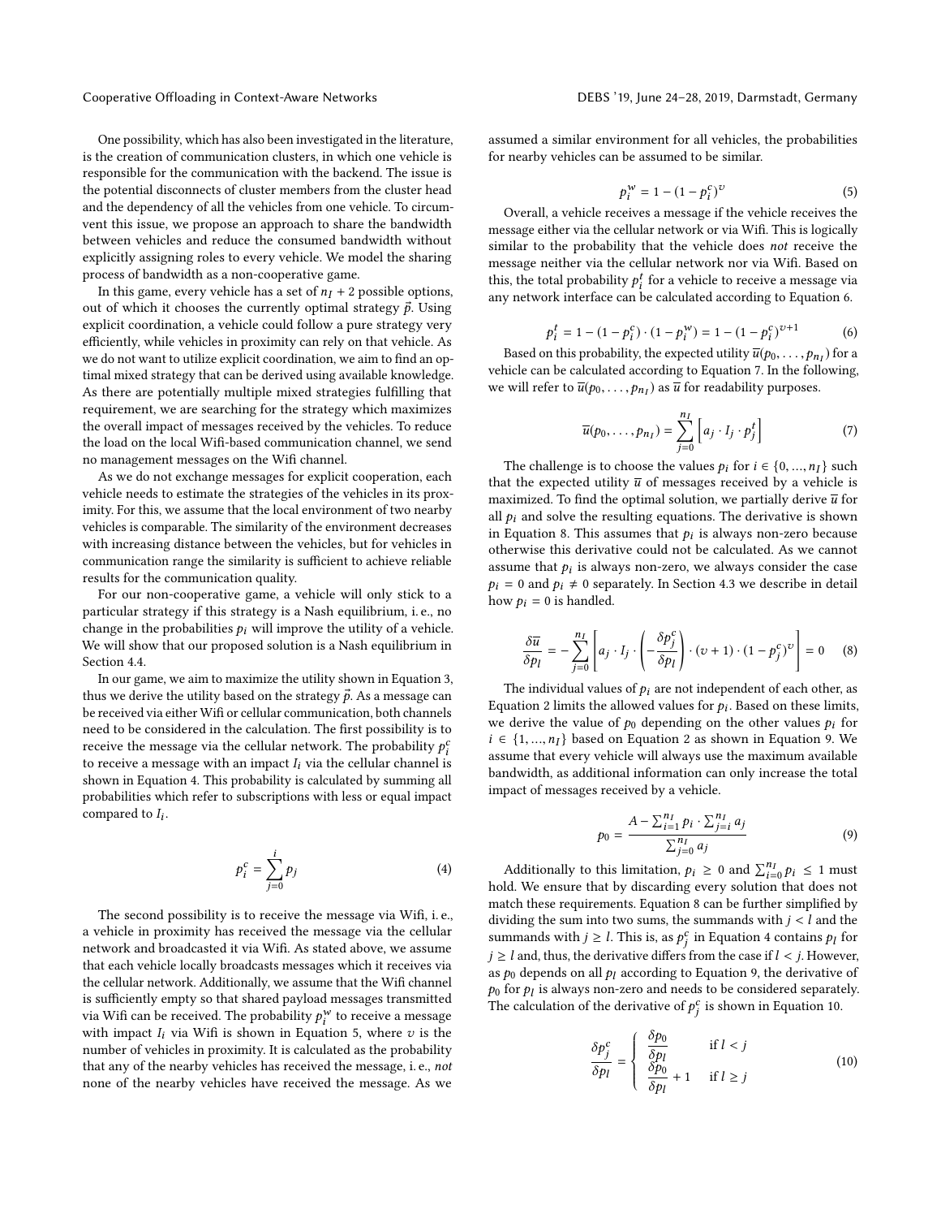One possibility, which has also been investigated in the literature, is the creation of communication clusters, in which one vehicle is responsible for the communication with the backend. The issue is the potential disconnects of cluster members from the cluster head and the dependency of all the vehicles from one vehicle. To circumvent this issue, we propose an approach to share the bandwidth between vehicles and reduce the consumed bandwidth without explicitly assigning roles to every vehicle. We model the sharing process of bandwidth as a non-cooperative game.

In this game, every vehicle has a set of $n_I + 2$ possible options, out of which it chooses the currently optimal strategy $\vec{p}$. Using explicit coordination, a vehicle could follow a pure strategy very efficiently, while vehicles in proximity can rely on that vehicle. As we do not want to utilize explicit coordination, we aim to find an optimal mixed strategy that can be derived using available knowledge. As there are potentially multiple mixed strategies fulfilling that requirement, we are searching for the strategy which maximizes the overall impact of messages received by the vehicles. To reduce the load on the local Wifi-based communication channel, we send no management messages on the Wifi channel.

As we do not exchange messages for explicit cooperation, each vehicle needs to estimate the strategies of the vehicles in its proximity. For this, we assume that the local environment of two nearby vehicles is comparable. The similarity of the environment decreases with increasing distance between the vehicles, but for vehicles in communication range the similarity is sufficient to achieve reliable results for the communication quality.

For our non-cooperative game, a vehicle will only stick to a particular strategy if this strategy is a Nash equilibrium, i. e., no change in the probabilities $p_i$ will improve the utility of a vehicle. We will show that our proposed solution is a Nash equilibrium in Section 4.4.

In our game, we aim to maximize the utility shown in Equation 3, thus we derive the utility based on the strategy $\vec{p}$. As a message can be received via either Wifi or cellular communication, both channels need to be considered in the calculation. The first possibility is to receive the message via the cellular network. The probability $p_i^c$ to receive a message with an impact $I_i$ via the cellular channel is shown in Equation 4. This probability is calculated by summing all probabilities which refer to subscriptions with less or equal impact compared to $I_i$.

$$p_i^c = \sum_{j=0}^{i} p_j \tag{4}$$

The second possibility is to receive the message via Wifi, i. e., a vehicle in proximity has received the message via the cellular network and broadcasted it via Wifi. As stated above, we assume that each vehicle locally broadcasts messages which it receives via the cellular network. Additionally, we assume that the Wifi channel is sufficiently empty so that shared payload messages transmitted via Wifi can be received. The probability $p_i^w$ to receive a message with impact $I_i$ via Wifi is shown in Equation 5, where $v$ is the number of vehicles in proximity. It is calculated as the probability that any of the nearby vehicles has received the message, i. e., *not* none of the nearby vehicles have received the message. As we assumed a similar environment for all vehicles, the probabilities for nearby vehicles can be assumed to be similar.

$$p_i^w = 1 - (1 - p_i^c)^v \tag{5}$$

Overall, a vehicle receives a message if the vehicle receives the message either via the cellular network or via Wifi. This is logically similar to the probability that the vehicle does *not* receive the message neither via the cellular network nor via Wifi. Based on this, the total probability $p_i^t$ for a vehicle to receive a message via any network interface can be calculated according to Equation 6.

$$p_i^t = 1 - (1 - p_i^c) \cdot (1 - p_i^w) = 1 - (1 - p_i^c)^{v+1} \tag{6}$$

Based on this probability, the expected utility $\overline{u}(p_0, \ldots, p_{n_I})$ for a vehicle can be calculated according to Equation 7. In the following, we will refer to $\overline{u}(p_0, \ldots, p_{n_I})$ as $\overline{u}$ for readability purposes.

$$\overline{u}(p_0, \ldots, p_{n_I}) = \sum_{j=0}^{n_I} \left[ a_j \cdot I_j \cdot p_j^t \right] \tag{7}$$

The challenge is to choose the values $p_i$ for $i \in \{0, ..., n_I\}$ such that the expected utility $\overline{u}$ of messages received by a vehicle is maximized. To find the optimal solution, we partially derive $\overline{u}$ for all $p_i$ and solve the resulting equations. The derivative is shown in Equation 8. This assumes that $p_i$ is always non-zero because otherwise this derivative could not be calculated. As we cannot assume that $p_i$ is always non-zero, we always consider the case $p_i = 0$ and $p_i \neq 0$ separately. In Section 4.3 we describe in detail how $p_i = 0$ is handled.

$$\frac{\delta \overline{u}}{\delta p_l} = - \sum_{j=0}^{n_I} \left[ a_j \cdot I_j \cdot \left( -\frac{\delta p_j^c}{\delta p_l} \right) \cdot (v + 1) \cdot (1 - p_j^c)^v \right] = 0 \tag{8}$$

The individual values of $p_i$ are not independent of each other, as Equation 2 limits the allowed values for $p_i$. Based on these limits, we derive the value of $p_0$ depending on the other values $p_i$ for $i \in \{1, ..., n_I\}$ based on Equation 2 as shown in Equation 9. We assume that every vehicle will always use the maximum available bandwidth, as additional information can only increase the total impact of messages received by a vehicle.

$$p_0 = \frac{A - \sum_{i=1}^{n_I} p_i \cdot \sum_{j=i}^{n_I} a_j}{\sum_{j=0}^{n_I} a_j} \tag{9}$$

Additionally to this limitation, $p_i \geq 0$ and $\sum_{i=0}^{n_I} p_i \leq 1$ must hold. We ensure that by discarding every solution that does not match these requirements. Equation 8 can be further simplified by dividing the sum into two sums, the summands with $j < l$ and the summands with $j \geq l$. This is, as $p_j^c$ in Equation 4 contains $p_l$ for $j \geq l$ and, thus, the derivative differs from the case if $l < j$. However, as $p_0$ depends on all $p_l$ according to Equation 9, the derivative of $p_0$ for $p_l$ is always non-zero and needs to be considered separately. The calculation of the derivative of $p_j^c$ is shown in Equation 10.

$$\frac{\delta p_j^c}{\delta p_l} = \begin{cases} \dfrac{\delta p_0}{\delta p_l} & \text{if } l < j \\ \dfrac{\delta p_0}{\delta p_l} + 1 & \text{if } l \geq j \end{cases} \tag{10}$$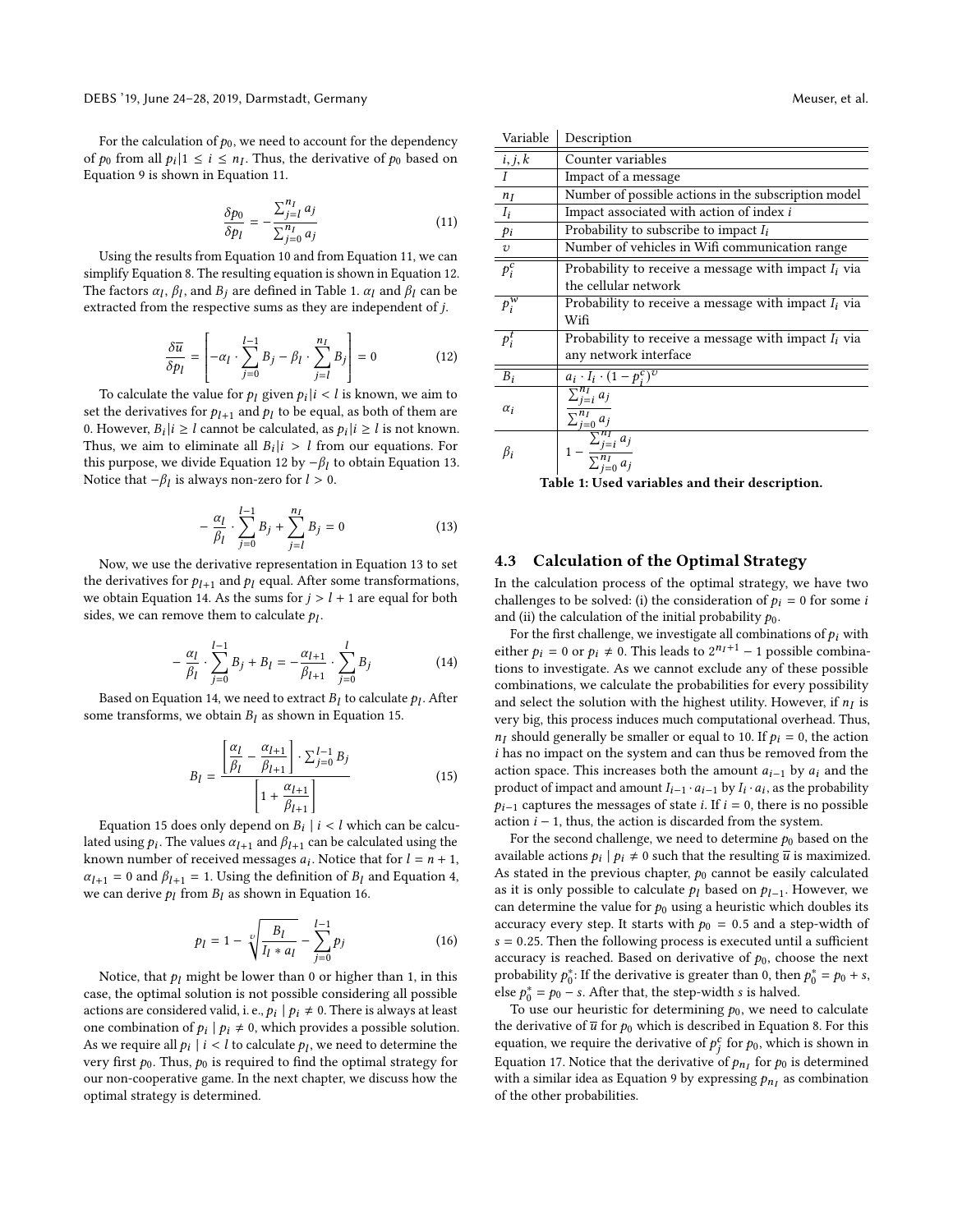For the calculation of $p_0$, we need to account for the dependency of $p_0$ from all $p_i | 1 \leq i \leq n_I$. Thus, the derivative of $p_0$ based on Equation 9 is shown in Equation 11.

$$\frac{\delta p_0}{\delta p_l} = -\frac{\sum_{j=l}^{n_I} a_j}{\sum_{j=0}^{n_I} a_j} \tag{11}$$

Using the results from Equation 10 and from Equation 11, we can simplify Equation 8. The resulting equation is shown in Equation 12. The factors $\alpha_l$, $\beta_l$, and $B_j$ are defined in Table 1. $\alpha_l$ and $\beta_l$ can be extracted from the respective sums as they are independent of $j$.

$$\frac{\delta \overline{u}}{\delta p_l} = \left[ -\alpha_l \cdot \sum_{j=0}^{l-1} B_j - \beta_l \cdot \sum_{j=l}^{n_I} B_j \right] = 0 \tag{12}$$

To calculate the value for $p_l$ given $p_i | i < l$ is known, we aim to set the derivatives for $p_{l+1}$ and $p_l$ to be equal, as both of them are 0. However, $B_i | i \geq l$ cannot be calculated, as $p_i | i \geq l$ is not known. Thus, we aim to eliminate all $B_i | i > l$ from our equations. For this purpose, we divide Equation 12 by $-\beta_l$ to obtain Equation 13. Notice that $-\beta_l$ is always non-zero for $l > 0$.

$$-\frac{\alpha_l}{\beta_l} \cdot \sum_{j=0}^{l-1} B_j + \sum_{j=l}^{n_I} B_j = 0 \tag{13}$$

Now, we use the derivative representation in Equation 13 to set the derivatives for $p_{l+1}$ and $p_l$ equal. After some transformations, we obtain Equation 14. As the sums for $j > l + 1$ are equal for both sides, we can remove them to calculate $p_l$.

$$-\frac{\alpha_l}{\beta_l} \cdot \sum_{j=0}^{l-1} B_j + B_l = -\frac{\alpha_{l+1}}{\beta_{l+1}} \cdot \sum_{j=0}^{l} B_j \tag{14}$$

Based on Equation 14, we need to extract $B_l$ to calculate $p_l$. After some transforms, we obtain $B_l$ as shown in Equation 15.

$$B_l = \frac{\left[ \frac{\alpha_l}{\beta_l} - \frac{\alpha_{l+1}}{\beta_{l+1}} \right] \cdot \sum_{j=0}^{l-1} B_j}{\left[ 1 + \frac{\alpha_{l+1}}{\beta_{l+1}} \right]} \tag{15}$$

Equation 15 does only depend on $B_i \mid i < l$ which can be calculated using $p_i$. The values $\alpha_{l+1}$ and $\beta_{l+1}$ can be calculated using the known number of received messages $a_i$. Notice that for $l = n + 1$, $\alpha_{l+1} = 0$ and $\beta_{l+1} = 1$. Using the definition of $B_l$ and Equation 4, we can derive $p_l$ from $B_l$ as shown in Equation 16.

$$p_l = 1 - \sqrt[v]{\frac{B_l}{I_l * a_l}} - \sum_{j=0}^{l-1} p_j \tag{16}$$

Notice, that $p_l$ might be lower than 0 or higher than 1, in this case, the optimal solution is not possible considering all possible actions are considered valid, i. e., $p_i \mid p_i \neq 0$. There is always at least one combination of $p_i \mid p_i \neq 0$, which provides a possible solution. As we require all $p_i \mid i < l$ to calculate $p_l$, we need to determine the very first $p_0$. Thus, $p_0$ is required to find the optimal strategy for our non-cooperative game. In the next chapter, we discuss how the optimal strategy is determined.

| Variable | Description |
|---|---|
| $i, j, k$ | Counter variables |
| $I$ | Impact of a message |
| $n_I$ | Number of possible actions in the subscription model |
| $I_i$ | Impact associated with action of index $i$ |
| $p_i$ | Probability to subscribe to impact $I_i$ |
| $v$ | Number of vehicles in Wifi communication range |
| $p_i^c$ | Probability to receive a message with impact $I_i$ via the cellular network |
| $p_i^w$ | Probability to receive a message with impact $I_i$ via Wifi |
| $p_i^t$ | Probability to receive a message with impact $I_i$ via any network interface |
| $B_i$ | $a_i \cdot I_i \cdot (1 - p_i^c)^v$ |
| $\alpha_i$ | $\frac{\sum_{j=i}^{n_I} a_j}{\sum_{j=0}^{n_I} a_j}$ |
| $\beta_i$ | $1 - \frac{\sum_{j=i}^{n_I} a_j}{\sum_{j=0}^{n_I} a_j}$ |

**Table 1: Used variables and their description.**

## 4.3 Calculation of the Optimal Strategy

In the calculation process of the optimal strategy, we have two challenges to be solved: (i) the consideration of $p_i = 0$ for some $i$ and (ii) the calculation of the initial probability $p_0$.

For the first challenge, we investigate all combinations of $p_i$ with either $p_i = 0$ or $p_i \neq 0$. This leads to $2^{n_I+1} - 1$ possible combinations to investigate. As we cannot exclude any of these possible combinations, we calculate the probabilities for every possibility and select the solution with the highest utility. However, if $n_I$ is very big, this process induces much computational overhead. Thus, $n_I$ should generally be smaller or equal to 10. If $p_i = 0$, the action $i$ has no impact on the system and can thus be removed from the action space. This increases both the amount $a_{i-1}$ by $a_i$ and the product of impact and amount $I_{i-1} \cdot a_{i-1}$ by $I_i \cdot a_i$, as the probability $p_{i-1}$ captures the messages of state $i$. If $i = 0$, there is no possible action $i - 1$, thus, the action is discarded from the system.

For the second challenge, we need to determine $p_0$ based on the available actions $p_i \mid p_i \neq 0$ such that the resulting $\overline{u}$ is maximized. As stated in the previous chapter, $p_0$ cannot be easily calculated as it is only possible to calculate $p_l$ based on $p_{l-1}$. However, we can determine the value for $p_0$ using a heuristic which doubles its accuracy every step. It starts with $p_0 = 0.5$ and a step-width of $s = 0.25$. Then the following process is executed until a sufficient accuracy is reached. Based on derivative of $p_0$, choose the next probability $p_0^*$: If the derivative is greater than 0, then $p_0^* = p_0 + s$, else $p_0^* = p_0 - s$. After that, the step-width $s$ is halved.

To use our heuristic for determining $p_0$, we need to calculate the derivative of $\overline{u}$ for $p_0$ which is described in Equation 8. For this equation, we require the derivative of $p_j^c$ for $p_0$, which is shown in Equation 17. Notice that the derivative of $p_{n_I}$ for $p_0$ is determined with a similar idea as Equation 9 by expressing $p_{n_I}$ as combination of the other probabilities.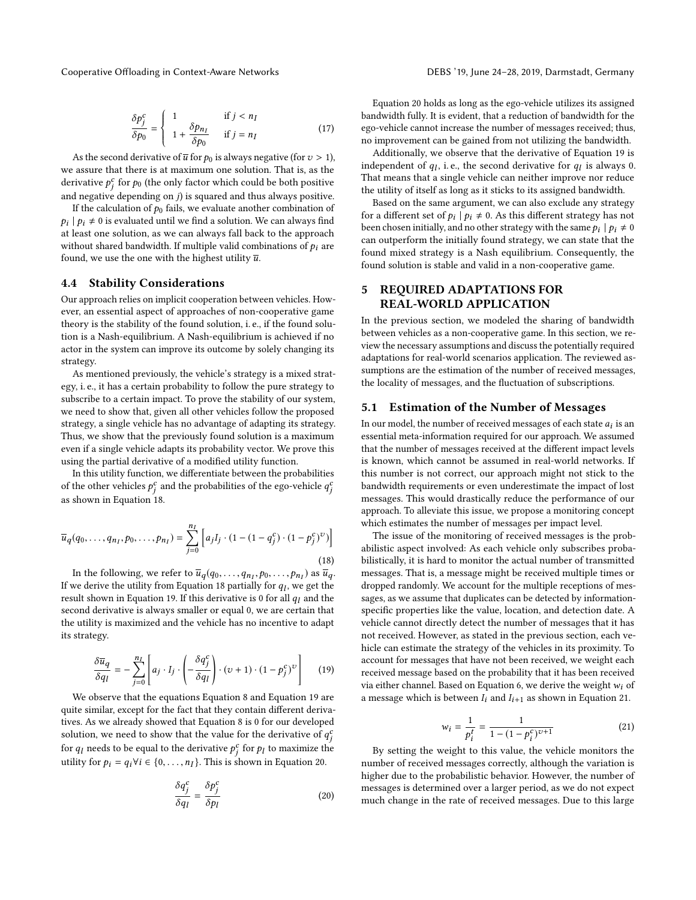$$\frac{\delta p_j^c}{\delta p_0} = \begin{cases} 1 & \text{if } j < n_I \\ 1 + \dfrac{\delta p_{n_I}}{\delta p_0} & \text{if } j = n_I \end{cases} \tag{17}$$

As the second derivative of $\overline{u}$ for $p_0$ is always negative (for $\upsilon > 1$), we assure that there is at maximum one solution. That is, as the derivative $p_j^c$ for $p_0$ (the only factor which could be both positive and negative depending on $j$) is squared and thus always positive.

If the calculation of $p_0$ fails, we evaluate another combination of $p_i \mid p_i \neq 0$ is evaluated until we find a solution. We can always find at least one solution, as we can always fall back to the approach without shared bandwidth. If multiple valid combinations of $p_i$ are found, we use the one with the highest utility $\overline{u}$.

### 4.4 Stability Considerations

Our approach relies on implicit cooperation between vehicles. However, an essential aspect of approaches of non-cooperative game theory is the stability of the found solution, i. e., if the found solution is a Nash-equilibrium. A Nash-equilibrium is achieved if no actor in the system can improve its outcome by solely changing its strategy.

As mentioned previously, the vehicle's strategy is a mixed strategy, i. e., it has a certain probability to follow the pure strategy to subscribe to a certain impact. To prove the stability of our system, we need to show that, given all other vehicles follow the proposed strategy, a single vehicle has no advantage of adapting its strategy. Thus, we show that the previously found solution is a maximum even if a single vehicle adapts its probability vector. We prove this using the partial derivative of a modified utility function.

In this utility function, we differentiate between the probabilities of the other vehicles $p_j^c$ and the probabilities of the ego-vehicle $q_j^c$ as shown in Equation 18.

$$\overline{u}_q(q_0, \ldots, q_{n_I}, p_0, \ldots, p_{n_I}) = \sum_{j=0}^{n_I} \left[ a_j I_j \cdot (1 - (1 - q_j^c) \cdot (1 - p_j^c)^{\upsilon}) \right] \tag{18}$$

In the following, we refer to $\overline{u}_q(q_0, \ldots, q_{n_I}, p_0, \ldots, p_{n_I})$ as $\overline{u}_q$. If we derive the utility from Equation 18 partially for $q_l$, we get the result shown in Equation 19. If this derivative is 0 for all $q_l$ and the second derivative is always smaller or equal 0, we are certain that the utility is maximized and the vehicle has no incentive to adapt its strategy.

$$\frac{\delta \overline{u}_q}{\delta q_l} = -\sum_{j=0}^{n_I} \left[ a_j \cdot I_j \cdot \left( -\frac{\delta q_j^c}{\delta q_l} \right) \cdot (\upsilon + 1) \cdot (1 - p_j^c)^{\upsilon} \right] \tag{19}$$

We observe that the equations Equation 8 and Equation 19 are quite similar, except for the fact that they contain different derivatives. As we already showed that Equation 8 is 0 for our developed solution, we need to show that the value for the derivative of $q_j^c$ for $q_l$ needs to be equal to the derivative $p_j^c$ for $p_l$ to maximize the utility for $p_i = q_i \forall i \in \{0, \ldots, n_I\}$. This is shown in Equation 20.

$$\frac{\delta q_j^c}{\delta q_l} = \frac{\delta p_j^c}{\delta p_l} \tag{20}$$

Equation 20 holds as long as the ego-vehicle utilizes its assigned bandwidth fully. It is evident, that a reduction of bandwidth for the ego-vehicle cannot increase the number of messages received; thus, no improvement can be gained from not utilizing the bandwidth.

Additionally, we observe that the derivative of Equation 19 is independent of $q_l$, i. e., the second derivative for $q_l$ is always 0. That means that a single vehicle can neither improve nor reduce the utility of itself as long as it sticks to its assigned bandwidth.

Based on the same argument, we can also exclude any strategy for a different set of $p_i \mid p_i \neq 0$. As this different strategy has not been chosen initially, and no other strategy with the same $p_i \mid p_i \neq 0$ can outperform the initially found strategy, we can state that the found mixed strategy is a Nash equilibrium. Consequently, the found solution is stable and valid in a non-cooperative game.

## 5 REQUIRED ADAPTATIONS FOR REAL-WORLD APPLICATION

In the previous section, we modeled the sharing of bandwidth between vehicles as a non-cooperative game. In this section, we review the necessary assumptions and discuss the potentially required adaptations for real-world scenarios application. The reviewed assumptions are the estimation of the number of received messages, the locality of messages, and the fluctuation of subscriptions.

### 5.1 Estimation of the Number of Messages

In our model, the number of received messages of each state $a_i$ is an essential meta-information required for our approach. We assumed that the number of messages received at the different impact levels is known, which cannot be assumed in real-world networks. If this number is not correct, our approach might not stick to the bandwidth requirements or even underestimate the impact of lost messages. This would drastically reduce the performance of our approach. To alleviate this issue, we propose a monitoring concept which estimates the number of messages per impact level.

The issue of the monitoring of received messages is the probabilistic aspect involved: As each vehicle only subscribes probabilistically, it is hard to monitor the actual number of transmitted messages. That is, a message might be received multiple times or dropped randomly. We account for the multiple receptions of messages, as we assume that duplicates can be detected by information-specific properties like the value, location, and detection date. A vehicle cannot directly detect the number of messages that it has not received. However, as stated in the previous section, each vehicle can estimate the strategy of the vehicles in its proximity. To account for messages that have not been received, we weight each received message based on the probability that it has been received via either channel. Based on Equation 6, we derive the weight $w_i$ of a message which is between $I_i$ and $I_{i+1}$ as shown in Equation 21.

$$w_i = \frac{1}{p_i^t} = \frac{1}{1 - (1 - p_i^c)^{\upsilon + 1}} \tag{21}$$

By setting the weight to this value, the vehicle monitors the number of received messages correctly, although the variation is higher due to the probabilistic behavior. However, the number of messages is determined over a larger period, as we do not expect much change in the rate of received messages. Due to this large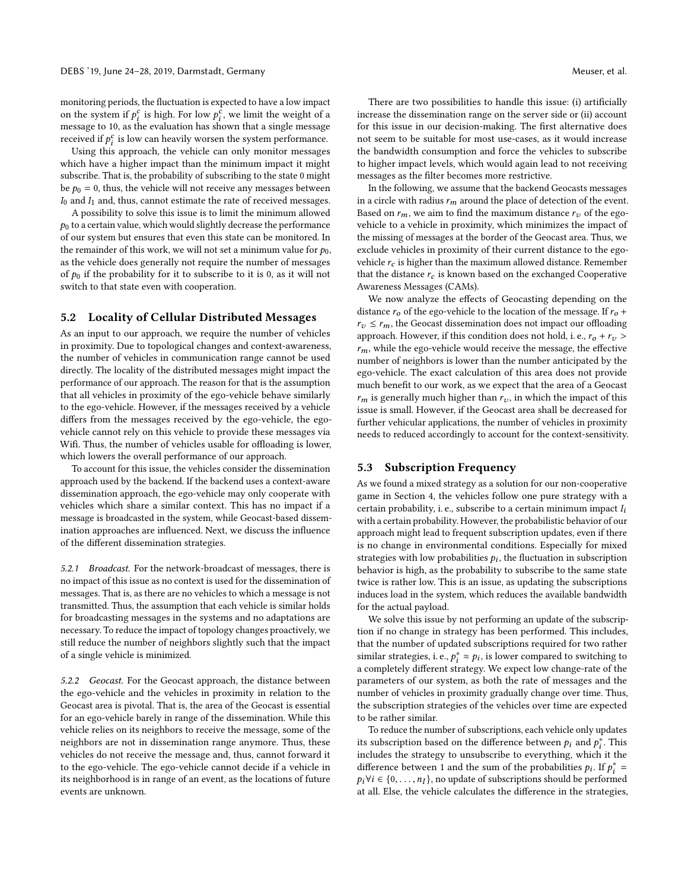monitoring periods, the fluctuation is expected to have a low impact on the system if $p_i^c$ is high. For low $p_i^c$, we limit the weight of a message to 10, as the evaluation has shown that a single message received if $p_i^c$ is low can heavily worsen the system performance.

Using this approach, the vehicle can only monitor messages which have a higher impact than the minimum impact it might subscribe. That is, the probability of subscribing to the state 0 might be $p_0 = 0$, thus, the vehicle will not receive any messages between $I_0$ and $I_1$ and, thus, cannot estimate the rate of received messages.

A possibility to solve this issue is to limit the minimum allowed $p_0$ to a certain value, which would slightly decrease the performance of our system but ensures that even this state can be monitored. In the remainder of this work, we will not set a minimum value for $p_0$, as the vehicle does generally not require the number of messages of $p_0$ if the probability for it to subscribe to it is 0, as it will not switch to that state even with cooperation.

## 5.2 Locality of Cellular Distributed Messages

As an input to our approach, we require the number of vehicles in proximity. Due to topological changes and context-awareness, the number of vehicles in communication range cannot be used directly. The locality of the distributed messages might impact the performance of our approach. The reason for that is the assumption that all vehicles in proximity of the ego-vehicle behave similarly to the ego-vehicle. However, if the messages received by a vehicle differs from the messages received by the ego-vehicle, the ego-vehicle cannot rely on this vehicle to provide these messages via Wifi. Thus, the number of vehicles usable for offloading is lower, which lowers the overall performance of our approach.

To account for this issue, the vehicles consider the dissemination approach used by the backend. If the backend uses a context-aware dissemination approach, the ego-vehicle may only cooperate with vehicles which share a similar context. This has no impact if a message is broadcasted in the system, while Geocast-based dissemination approaches are influenced. Next, we discuss the influence of the different dissemination strategies.

*5.2.1 Broadcast.* For the network-broadcast of messages, there is no impact of this issue as no context is used for the dissemination of messages. That is, as there are no vehicles to which a message is not transmitted. Thus, the assumption that each vehicle is similar holds for broadcasting messages in the systems and no adaptations are necessary. To reduce the impact of topology changes proactively, we still reduce the number of neighbors slightly such that the impact of a single vehicle is minimized.

*5.2.2 Geocast.* For the Geocast approach, the distance between the ego-vehicle and the vehicles in proximity in relation to the Geocast area is pivotal. That is, the area of the Geocast is essential for an ego-vehicle barely in range of the dissemination. While this vehicle relies on its neighbors to receive the message, some of the neighbors are not in dissemination range anymore. Thus, these vehicles do not receive the message and, thus, cannot forward it to the ego-vehicle. The ego-vehicle cannot decide if a vehicle in its neighborhood is in range of an event, as the locations of future events are unknown.

There are two possibilities to handle this issue: (i) artificially increase the dissemination range on the server side or (ii) account for this issue in our decision-making. The first alternative does not seem to be suitable for most use-cases, as it would increase the bandwidth consumption and force the vehicles to subscribe to higher impact levels, which would again lead to not receiving messages as the filter becomes more restrictive.

In the following, we assume that the backend Geocasts messages in a circle with radius $r_m$ around the place of detection of the event. Based on $r_m$, we aim to find the maximum distance $r_v$ of the ego-vehicle to a vehicle in proximity, which minimizes the impact of the missing of messages at the border of the Geocast area. Thus, we exclude vehicles in proximity of their current distance to the ego-vehicle $r_c$ is higher than the maximum allowed distance. Remember that the distance $r_c$ is known based on the exchanged Cooperative Awareness Messages (CAMs).

We now analyze the effects of Geocasting depending on the distance $r_o$ of the ego-vehicle to the location of the message. If $r_o + r_v \le r_m$, the Geocast dissemination does not impact our offloading approach. However, if this condition does not hold, i. e., $r_o + r_v > r_m$, while the ego-vehicle would receive the message, the effective number of neighbors is lower than the number anticipated by the ego-vehicle. The exact calculation of this area does not provide much benefit to our work, as we expect that the area of a Geocast $r_m$ is generally much higher than $r_v$, in which the impact of this issue is small. However, if the Geocast area shall be decreased for further vehicular applications, the number of vehicles in proximity needs to reduced accordingly to account for the context-sensitivity.

## 5.3 Subscription Frequency

As we found a mixed strategy as a solution for our non-cooperative game in Section 4, the vehicles follow one pure strategy with a certain probability, i. e., subscribe to a certain minimum impact $I_i$ with a certain probability. However, the probabilistic behavior of our approach might lead to frequent subscription updates, even if there is no change in environmental conditions. Especially for mixed strategies with low probabilities $p_i$, the fluctuation in subscription behavior is high, as the probability to subscribe to the same state twice is rather low. This is an issue, as updating the subscriptions induces load in the system, which reduces the available bandwidth for the actual payload.

We solve this issue by not performing an update of the subscription if no change in strategy has been performed. This includes, that the number of updated subscriptions required for two rather similar strategies, i. e., $p_i^* \approx p_i$, is lower compared to switching to a completely different strategy. We expect low change-rate of the parameters of our system, as both the rate of messages and the number of vehicles in proximity gradually change over time. Thus, the subscription strategies of the vehicles over time are expected to be rather similar.

To reduce the number of subscriptions, each vehicle only updates its subscription based on the difference between $p_i$ and $p_i^*$. This includes the strategy to unsubscribe to everything, which it the difference between 1 and the sum of the probabilities $p_i$. If $p_i^* = p_i \forall i \in \{0, \dots, n_I\}$, no update of subscriptions should be performed at all. Else, the vehicle calculates the difference in the strategies,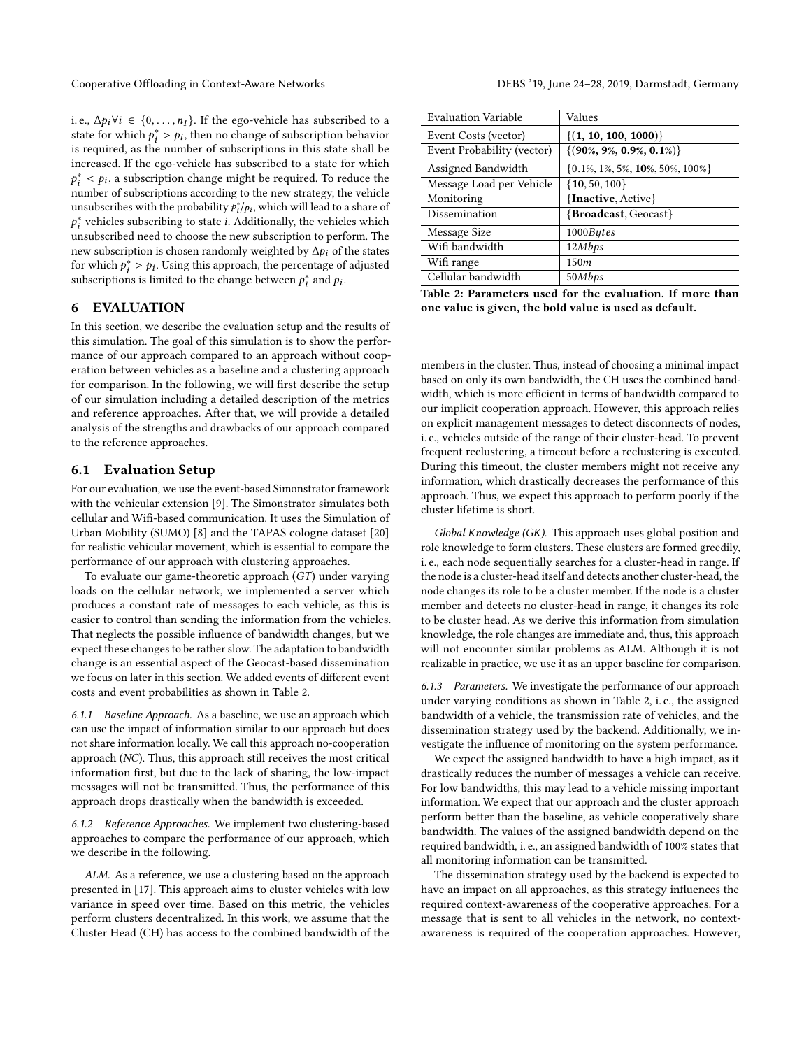i. e., $\Delta p_i \forall i \in \{0, \ldots, n_I\}$. If the ego-vehicle has subscribed to a state for which $p_i^* > p_i$, then no change of subscription behavior is required, as the number of subscriptions in this state shall be increased. If the ego-vehicle has subscribed to a state for which $p_i^* < p_i$, a subscription change might be required. To reduce the number of subscriptions according to the new strategy, the vehicle unsubscribes with the probability $p_i^*/p_i$, which will lead to a share of $p_i^*$ vehicles subscribing to state $i$. Additionally, the vehicles which unsubscribed need to choose the new subscription to perform. The new subscription is chosen randomly weighted by $\Delta p_i$ of the states for which $p_i^* > p_i$. Using this approach, the percentage of adjusted subscriptions is limited to the change between $p_i^*$ and $p_i$.

# 6 EVALUATION

In this section, we describe the evaluation setup and the results of this simulation. The goal of this simulation is to show the performance of our approach compared to an approach without cooperation between vehicles as a baseline and a clustering approach for comparison. In the following, we will first describe the setup of our simulation including a detailed description of the metrics and reference approaches. After that, we will provide a detailed analysis of the strengths and drawbacks of our approach compared to the reference approaches.

## 6.1 Evaluation Setup

For our evaluation, we use the event-based Simonstrator framework with the vehicular extension [9]. The Simonstrator simulates both cellular and Wifi-based communication. It uses the Simulation of Urban Mobility (SUMO) [8] and the TAPAS cologne dataset [20] for realistic vehicular movement, which is essential to compare the performance of our approach with clustering approaches.

To evaluate our game-theoretic approach (*GT*) under varying loads on the cellular network, we implemented a server which produces a constant rate of messages to each vehicle, as this is easier to control than sending the information from the vehicles. That neglects the possible influence of bandwidth changes, but we expect these changes to be rather slow. The adaptation to bandwidth change is an essential aspect of the Geocast-based dissemination we focus on later in this section. We added events of different event costs and event probabilities as shown in Table 2.

*6.1.1 Baseline Approach.* As a baseline, we use an approach which can use the impact of information similar to our approach but does not share information locally. We call this approach no-cooperation approach (*NC*). Thus, this approach still receives the most critical information first, but due to the lack of sharing, the low-impact messages will not be transmitted. Thus, the performance of this approach drops drastically when the bandwidth is exceeded.

*6.1.2 Reference Approaches.* We implement two clustering-based approaches to compare the performance of our approach, which we describe in the following.

*ALM.* As a reference, we use a clustering based on the approach presented in [17]. This approach aims to cluster vehicles with low variance in speed over time. Based on this metric, the vehicles perform clusters decentralized. In this work, we assume that the Cluster Head (CH) has access to the combined bandwidth of the members in the cluster. Thus, instead of choosing a minimal impact based on only its own bandwidth, the CH uses the combined bandwidth, which is more efficient in terms of bandwidth compared to our implicit cooperation approach. However, this approach relies on explicit management messages to detect disconnects of nodes, i. e., vehicles outside of the range of their cluster-head. To prevent frequent reclustering, a timeout before a reclustering is executed. During this timeout, the cluster members might not receive any information, which drastically decreases the performance of this approach. Thus, we expect this approach to perform poorly if the cluster lifetime is short.

| Evaluation Variable | Values |
|---|---|
| Event Costs (vector) | {**(1, 10, 100, 1000)**} |
| Event Probability (vector) | {**(90%, 9%, 0.9%, 0.1%)**} |
| Assigned Bandwidth | {0.1%, 1%, 5%, **10%**, 50%, 100%} |
| Message Load per Vehicle | {**10**, 50, 100} |
| Monitoring | {**Inactive**, Active} |
| Dissemination | {**Broadcast**, Geocast} |
| Message Size | 1000*Bytes* |
| Wifi bandwidth | 12*Mbps* |
| Wifi range | 150*m* |
| Cellular bandwidth | 50*Mbps* |

**Table 2: Parameters used for the evaluation. If more than one value is given, the bold value is used as default.**

*Global Knowledge (GK).* This approach uses global position and role knowledge to form clusters. These clusters are formed greedily, i. e., each node sequentially searches for a cluster-head in range. If the node is a cluster-head itself and detects another cluster-head, the node changes its role to be a cluster member. If the node is a cluster member and detects no cluster-head in range, it changes its role to be cluster head. As we derive this information from simulation knowledge, the role changes are immediate and, thus, this approach will not encounter similar problems as ALM. Although it is not realizable in practice, we use it as an upper baseline for comparison.

*6.1.3 Parameters.* We investigate the performance of our approach under varying conditions as shown in Table 2, i. e., the assigned bandwidth of a vehicle, the transmission rate of vehicles, and the dissemination strategy used by the backend. Additionally, we investigate the influence of monitoring on the system performance.

We expect the assigned bandwidth to have a high impact, as it drastically reduces the number of messages a vehicle can receive. For low bandwidths, this may lead to a vehicle missing important information. We expect that our approach and the cluster approach perform better than the baseline, as vehicle cooperatively share bandwidth. The values of the assigned bandwidth depend on the required bandwidth, i. e., an assigned bandwidth of 100% states that all monitoring information can be transmitted.

The dissemination strategy used by the backend is expected to have an impact on all approaches, as this strategy influences the required context-awareness of the cooperative approaches. For a message that is sent to all vehicles in the network, no context-awareness is required of the cooperation approaches. However,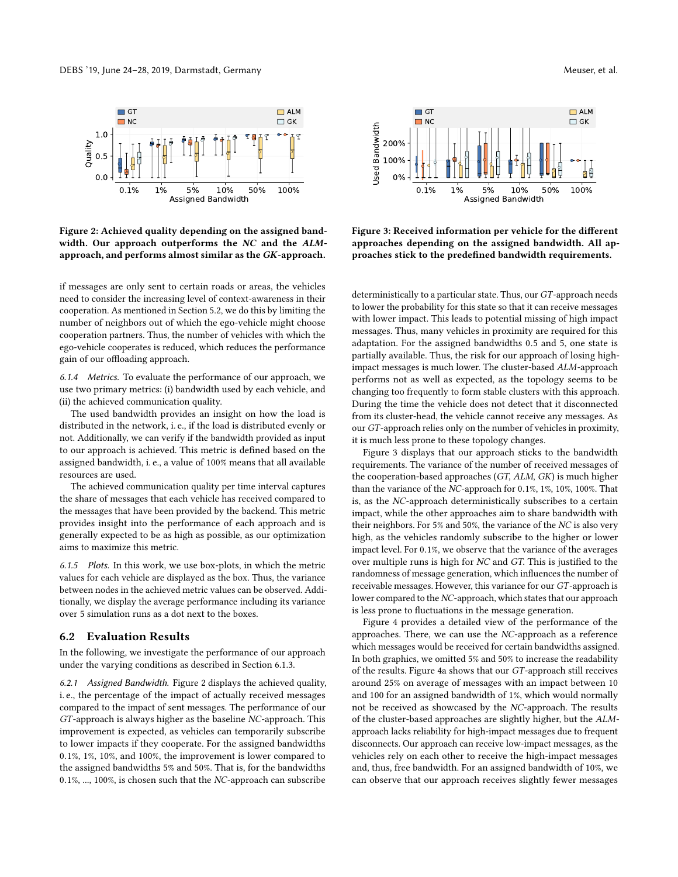Figure 2: Achieved quality depending on the assigned bandwidth. Our approach outperforms the *NC* and the *ALM*-approach, and performs almost similar as the *GK*-approach.

Figure 3: Received information per vehicle for the different approaches depending on the assigned bandwidth. All approaches stick to the predefined bandwidth requirements.

if messages are only sent to certain roads or areas, the vehicles need to consider the increasing level of context-awareness in their cooperation. As mentioned in Section 5.2, we do this by limiting the number of neighbors out of which the ego-vehicle might choose cooperation partners. Thus, the number of vehicles with which the ego-vehicle cooperates is reduced, which reduces the performance gain of our offloading approach.

*6.1.4 Metrics.* To evaluate the performance of our approach, we use two primary metrics: (i) bandwidth used by each vehicle, and (ii) the achieved communication quality.

The used bandwidth provides an insight on how the load is distributed in the network, i. e., if the load is distributed evenly or not. Additionally, we can verify if the bandwidth provided as input to our approach is achieved. This metric is defined based on the assigned bandwidth, i. e., a value of 100% means that all available resources are used.

The achieved communication quality per time interval captures the share of messages that each vehicle has received compared to the messages that have been provided by the backend. This metric provides insight into the performance of each approach and is generally expected to be as high as possible, as our optimization aims to maximize this metric.

*6.1.5 Plots.* In this work, we use box-plots, in which the metric values for each vehicle are displayed as the box. Thus, the variance between nodes in the achieved metric values can be observed. Additionally, we display the average performance including its variance over 5 simulation runs as a dot next to the boxes.

## 6.2 Evaluation Results

In the following, we investigate the performance of our approach under the varying conditions as described in Section 6.1.3.

*6.2.1 Assigned Bandwidth.* Figure 2 displays the achieved quality, i. e., the percentage of the impact of actually received messages compared to the impact of sent messages. The performance of our *GT*-approach is always higher as the baseline *NC*-approach. This improvement is expected, as vehicles can temporarily subscribe to lower impacts if they cooperate. For the assigned bandwidths 0.1%, 1%, 10%, and 100%, the improvement is lower compared to the assigned bandwidths 5% and 50%. That is, for the bandwidths 0.1%, ..., 100%, is chosen such that the *NC*-approach can subscribe deterministically to a particular state. Thus, our *GT*-approach needs to lower the probability for this state so that it can receive messages with lower impact. This leads to potential missing of high impact messages. Thus, many vehicles in proximity are required for this adaptation. For the assigned bandwidths 0.5 and 5, one state is partially available. Thus, the risk for our approach of losing high-impact messages is much lower. The cluster-based *ALM*-approach performs not as well as expected, as the topology seems to be changing too frequently to form stable clusters with this approach. During the time the vehicle does not detect that it disconnected from its cluster-head, the vehicle cannot receive any messages. As our *GT*-approach relies only on the number of vehicles in proximity, it is much less prone to these topology changes.

Figure 3 displays that our approach sticks to the bandwidth requirements. The variance of the number of received messages of the cooperation-based approaches (*GT*, *ALM*, *GK*) is much higher than the variance of the *NC*-approach for 0.1%, 1%, 10%, 100%. That is, as the *NC*-approach deterministically subscribes to a certain impact, while the other approaches aim to share bandwidth with their neighbors. For 5% and 50%, the variance of the *NC* is also very high, as the vehicles randomly subscribe to the higher or lower impact level. For 0.1%, we observe that the variance of the averages over multiple runs is high for *NC* and *GT*. This is justified to the randomness of message generation, which influences the number of receivable messages. However, this variance for our *GT*-approach is lower compared to the *NC*-approach, which states that our approach is less prone to fluctuations in the message generation.

Figure 4 provides a detailed view of the performance of the approaches. There, we can use the *NC*-approach as a reference which messages would be received for certain bandwidths assigned. In both graphics, we omitted 5% and 50% to increase the readability of the results. Figure 4a shows that our *GT*-approach still receives around 25% on average of messages with an impact between 10 and 100 for an assigned bandwidth of 1%, which would normally not be received as showcased by the *NC*-approach. The results of the cluster-based approaches are slightly higher, but the *ALM*-approach lacks reliability for high-impact messages due to frequent disconnects. Our approach can receive low-impact messages, as the vehicles rely on each other to receive the high-impact messages and, thus, free bandwidth. For an assigned bandwidth of 10%, we can observe that our approach receives slightly fewer messages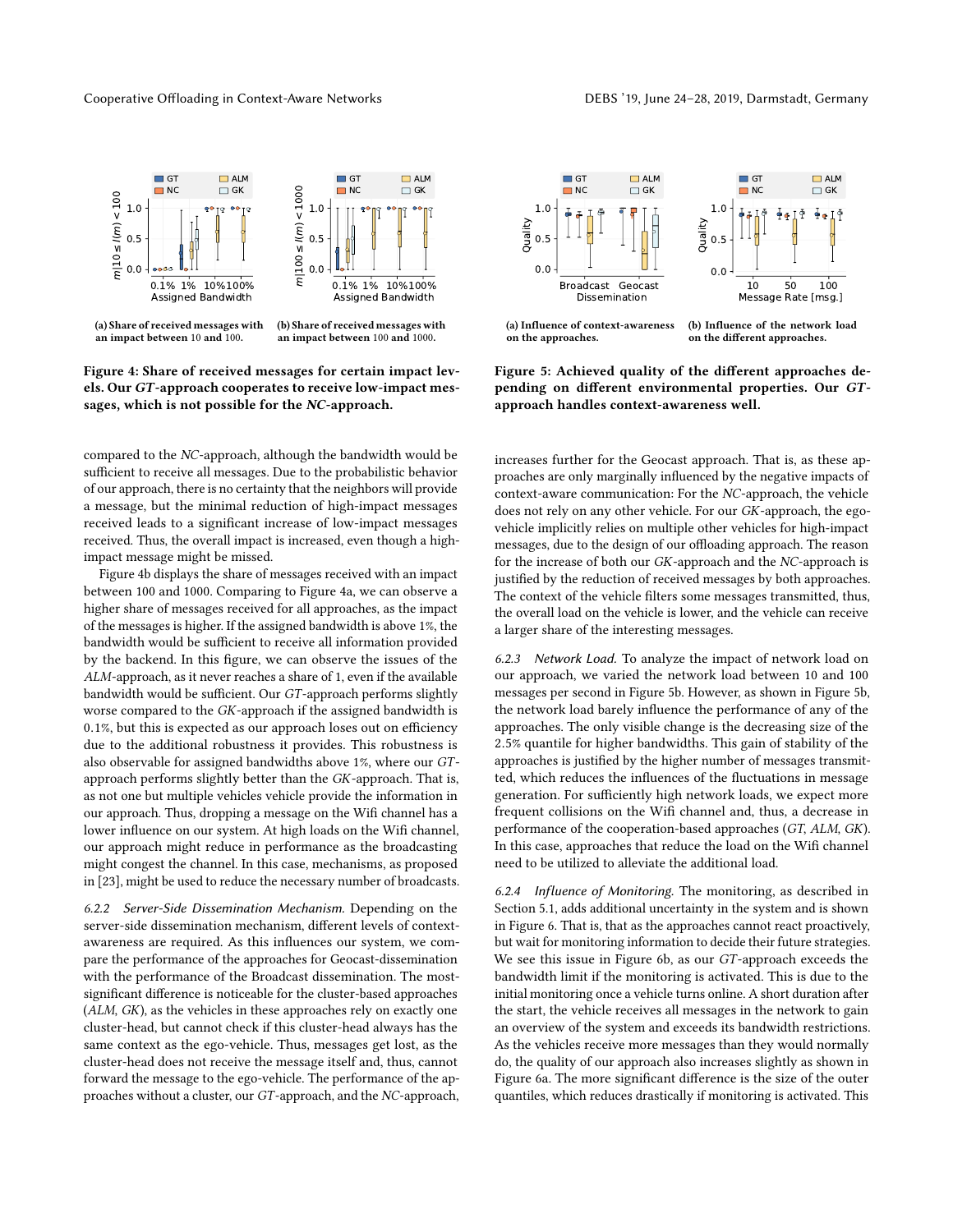(a) Share of received messages with an impact between 10 and 100.

(b) Share of received messages with an impact between 100 and 1000.

**Figure 4: Share of received messages for certain impact levels. Our *GT*-approach cooperates to receive low-impact messages, which is not possible for the *NC*-approach.**

(a) Influence of context-awareness on the approaches.

(b) Influence of the network load on the different approaches.

**Figure 5: Achieved quality of the different approaches depending on different environmental properties. Our *GT*-approach handles context-awareness well.**

compared to the *NC*-approach, although the bandwidth would be sufficient to receive all messages. Due to the probabilistic behavior of our approach, there is no certainty that the neighbors will provide a message, but the minimal reduction of high-impact messages received leads to a significant increase of low-impact messages received. Thus, the overall impact is increased, even though a high-impact message might be missed.

Figure 4b displays the share of messages received with an impact between 100 and 1000. Comparing to Figure 4a, we can observe a higher share of messages received for all approaches, as the impact of the messages is higher. If the assigned bandwidth is above 1%, the bandwidth would be sufficient to receive all information provided by the backend. In this figure, we can observe the issues of the *ALM*-approach, as it never reaches a share of 1, even if the available bandwidth would be sufficient. Our *GT*-approach performs slightly worse compared to the *GK*-approach if the assigned bandwidth is 0.1%, but this is expected as our approach loses out on efficiency due to the additional robustness it provides. This robustness is also observable for assigned bandwidths above 1%, where our *GT*-approach performs slightly better than the *GK*-approach. That is, as not one but multiple vehicles vehicle provide the information in our approach. Thus, dropping a message on the Wifi channel has a lower influence on our system. At high loads on the Wifi channel, our approach might reduce in performance as the broadcasting might congest the channel. In this case, mechanisms, as proposed in [23], might be used to reduce the necessary number of broadcasts.

*6.2.2 Server-Side Dissemination Mechanism.* Depending on the server-side dissemination mechanism, different levels of context-awareness are required. As this influences our system, we compare the performance of the approaches for Geocast-dissemination with the performance of the Broadcast dissemination. The most-significant difference is noticeable for the cluster-based approaches (*ALM*, *GK*), as the vehicles in these approaches rely on exactly one cluster-head, but cannot check if this cluster-head always has the same context as the ego-vehicle. Thus, messages get lost, as the cluster-head does not receive the message itself and, thus, cannot forward the message to the ego-vehicle. The performance of the approaches without a cluster, our *GT*-approach, and the *NC*-approach, increases further for the Geocast approach. That is, as these approaches are only marginally influenced by the negative impacts of context-aware communication: For the *NC*-approach, the vehicle does not rely on any other vehicle. For our *GK*-approach, the ego-vehicle implicitly relies on multiple other vehicles for high-impact messages, due to the design of our offloading approach. The reason for the increase of both our *GK*-approach and the *NC*-approach is justified by the reduction of received messages by both approaches. The context of the vehicle filters some messages transmitted, thus, the overall load on the vehicle is lower, and the vehicle can receive a larger share of the interesting messages.

*6.2.3 Network Load.* To analyze the impact of network load on our approach, we varied the network load between 10 and 100 messages per second in Figure 5b. However, as shown in Figure 5b, the network load barely influence the performance of any of the approaches. The only visible change is the decreasing size of the 2.5% quantile for higher bandwidths. This gain of stability of the approaches is justified by the higher number of messages transmitted, which reduces the influences of the fluctuations in message generation. For sufficiently high network loads, we expect more frequent collisions on the Wifi channel and, thus, a decrease in performance of the cooperation-based approaches (*GT*, *ALM*, *GK*). In this case, approaches that reduce the load on the Wifi channel need to be utilized to alleviate the additional load.

*6.2.4 Influence of Monitoring.* The monitoring, as described in Section 5.1, adds additional uncertainty in the system and is shown in Figure 6. That is, that as the approaches cannot react proactively, but wait for monitoring information to decide their future strategies. We see this issue in Figure 6b, as our *GT*-approach exceeds the bandwidth limit if the monitoring is activated. This is due to the initial monitoring once a vehicle turns online. A short duration after the start, the vehicle receives all messages in the network to gain an overview of the system and exceeds its bandwidth restrictions. As the vehicles receive more messages than they would normally do, the quality of our approach also increases slightly as shown in Figure 6a. The more significant difference is the size of the outer quantiles, which reduces drastically if monitoring is activated. This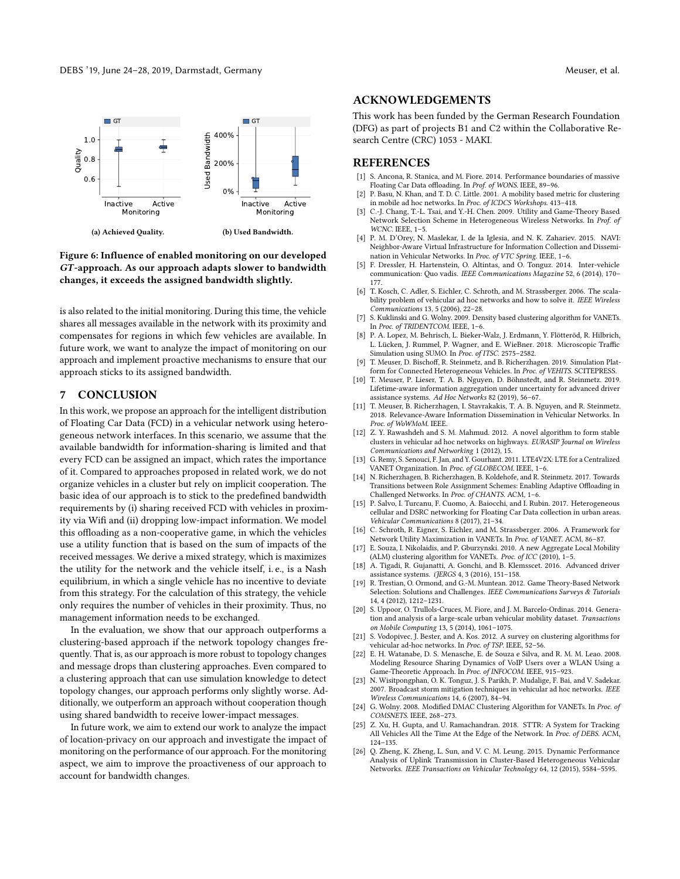GT

Quality

1.0

0.8

0.6

Inactive Active

Monitoring

(a) Achieved Quality.

GT

Used Bandwidth

400%

200%

0%

Inactive Active

Monitoring

(b) Used Bandwidth.

**Figure 6: Influence of enabled monitoring on our developed *GT*-approach. As our approach adapts slower to bandwidth changes, it exceeds the assigned bandwidth slightly.**

is also related to the initial monitoring. During this time, the vehicle shares all messages available in the network with its proximity and compensates for regions in which few vehicles are available. In future work, we want to analyze the impact of monitoring on our approach and implement proactive mechanisms to ensure that our approach sticks to its assigned bandwidth.

## 7 CONCLUSION

In this work, we propose an approach for the intelligent distribution of Floating Car Data (FCD) in a vehicular network using heterogeneous network interfaces. In this scenario, we assume that the available bandwidth for information-sharing is limited and that every FCD can be assigned an impact, which rates the importance of it. Compared to approaches proposed in related work, we do not organize vehicles in a cluster but rely on implicit cooperation. The basic idea of our approach is to stick to the predefined bandwidth requirements by (i) sharing received FCD with vehicles in proximity via Wifi and (ii) dropping low-impact information. We model this offloading as a non-cooperative game, in which the vehicles use a utility function that is based on the sum of impacts of the received messages. We derive a mixed strategy, which is maximizes the utility for the network and the vehicle itself, i. e., is a Nash equilibrium, in which a single vehicle has no incentive to deviate from this strategy. For the calculation of this strategy, the vehicle only requires the number of vehicles in their proximity. Thus, no management information needs to be exchanged.

In the evaluation, we show that our approach outperforms a clustering-based approach if the network topology changes frequently. That is, as our approach is more robust to topology changes and message drops than clustering approaches. Even compared to a clustering approach that can use simulation knowledge to detect topology changes, our approach performs only slightly worse. Additionally, we outperform an approach without cooperation though using shared bandwidth to receive lower-impact messages.

In future work, we aim to extend our work to analyze the impact of location-privacy on our approach and investigate the impact of monitoring on the performance of our approach. For the monitoring aspect, we aim to improve the proactiveness of our approach to account for bandwidth changes.

## ACKNOWLEDGEMENTS

This work has been funded by the German Research Foundation (DFG) as part of projects B1 and C2 within the Collaborative Research Centre (CRC) 1053 - MAKI.

## REFERENCES

[1] S. Ancona, R. Stanica, and M. Fiore. 2014. Performance boundaries of massive Floating Car Data offloading. In *Prof. of WONS*. IEEE, 89–96.

[2] P. Basu, N. Khan, and T. D. C. Little. 2001. A mobility based metric for clustering in mobile ad hoc networks. In *Proc. of ICDCS Workshops*. 413–418.

[3] C.-J. Chang, T.-L. Tsai, and Y.-H. Chen. 2009. Utility and Game-Theory Based Network Selection Scheme in Heterogeneous Wireless Networks. In *Proc. of WCNC*. IEEE, 1–5.

[4] P. M. D'Orey, N. Maslekar, I. de la Iglesia, and N. K. Zahariev. 2015. NAVI: Neighbor-Aware Virtual Infrastructure for Information Collection and Dissemination in Vehicular Networks. In *Proc. of VTC Spring*. IEEE, 1–6.

[5] F. Dressler, H. Hartenstein, O. Altintas, and O. Tonguz. 2014. Inter-vehicle communication: Quo vadis. *IEEE Communications Magazine* 52, 6 (2014), 170–177.

[6] T. Kosch, C. Adler, S. Eichler, C. Schroth, and M. Strassberger. 2006. The scalability problem of vehicular ad hoc networks and how to solve it. *IEEE Wireless Communications* 13, 5 (2006), 22–28.

[7] S. Kuklinski and G. Wolny. 2009. Density based clustering algorithm for VANETs. In *Proc. of TRIDENTCOM*. IEEE, 1–6.

[8] P. A. Lopez, M. Behrisch, L. Bieker-Walz, J. Erdmann, Y. Flötteröd, R. Hilbrich, L. Lücken, J. Rummel, P. Wagner, and E. WieBner. 2018. Microscopic Traffic Simulation using SUMO. In *Proc. of ITSC*. 2575–2582.

[9] T. Meuser, D. Bischoff, R. Steinmetz, and B. Richerzhagen. 2019. Simulation Platform for Connected Heterogeneous Vehicles. In *Proc. of VEHITS*. SCITEPRESS.

[10] T. Meuser, P. Lieser, T. A. B. Nguyen, D. Böhnstedt, and R. Steinmetz. 2019. Lifetime-aware information aggregation under uncertainty for advanced driver assistance systems. *Ad Hoc Networks* 82 (2019), 56–67.

[11] T. Meuser, B. Richerzhagen, I. Stavrakakis, T. A. B. Nguyen, and R. Steinmetz. 2018. Relevance-Aware Information Dissemination in Vehicular Networks. In *Proc. of WoWMoM*. IEEE.

[12] Z. Y. Rawashdeh and S. M. Mahmud. 2012. A novel algorithm to form stable clusters in vehicular ad hoc networks on highways. *EURASIP Journal on Wireless Communications and Networking* 1 (2012), 15.

[13] G. Remy, S. Senouci, F. Jan, and Y. Gourhant. 2011. LTE4V2X: LTE for a Centralized VANET Organization. In *Proc. of GLOBECOM*. IEEE, 1–6.

[14] N. Richerzhagen, B. Richerzhagen, B. Koldehofe, and R. Steinmetz. 2017. Towards Transitions between Role Assignment Schemes: Enabling Adaptive Offloading in Challenged Networks. In *Proc. of CHANTS*. ACM, 1–6.

[15] P. Salvo, I. Turcanu, F. Cuomo, A. Baiocchi, and I. Rubin. 2017. Heterogeneous cellular and DSRC networking for Floating Car Data collection in urban areas. *Vehicular Communications* 8 (2017), 21–34.

[16] C. Schroth, R. Eigner, S. Eichler, and M. Strassberger. 2006. A Framework for Network Utility Maximization in VANETs. In *Proc. of VANET*. ACM, 86–87.

[17] E. Souza, I. Nikolaidis, and P. Gburzynski. 2010. A new Aggregate Local Mobility (ALM) clustering algorithm for VANETs. *Proc. of ICC* (2010), 1–5.

[18] A. Tigadi, R. Gujanatti, A. Gonchi, and B. Klemsscet. 2016. Advanced driver assistance systems. *IJERGS* 4, 3 (2016), 151–158.

[19] R. Trestian, O. Ormond, and G.-M. Muntean. 2012. Game Theory-Based Network Selection: Solutions and Challenges. *IEEE Communications Surveys & Tutorials* 14, 4 (2012), 1212–1231.

[20] S. Uppoor, O. Trullols-Cruces, M. Fiore, and J. M. Barcelo-Ordinas. 2014. Generation and analysis of a large-scale urban vehicular mobility dataset. *Transactions on Mobile Computing* 13, 5 (2014), 1061–1075.

[21] S. Vodopivec, J. Bester, and A. Kos. 2012. A survey on clustering algorithms for vehicular ad-hoc networks. In *Proc. of TSP*. IEEE, 52–56.

[22] E. H. Watanabe, D. S. Menasche, E. de Souza e Silva, and R. M. M. Leao. 2008. Modeling Resource Sharing Dynamics of VoIP Users over a WLAN Using a Game-Theoretic Approach. In *Proc. of INFOCOM*. IEEE, 915–923.

[23] N. Wisitpongphan, O. K. Tonguz, J. S. Parikh, P. Mudalige, F. Bai, and V. Sadekar. 2007. Broadcast storm mitigation techniques in vehicular ad hoc networks. *IEEE Wireless Communications* 14, 6 (2007), 84–94.

[24] G. Wolny. 2008. Modified DMAC Clustering Algorithm for VANETs. In *Proc. of COMSNETS*. IEEE, 268–273.

[25] Z. Xu, H. Gupta, and U. Ramachandran. 2018. STTR: A System for Tracking All Vehicles All the Time At the Edge of the Network. In *Proc. of DEBS*. ACM, 124–135.

[26] Q. Zheng, K. Zheng, L. Sun, and V. C. M. Leung. 2015. Dynamic Performance Analysis of Uplink Transmission in Cluster-Based Heterogeneous Vehicular Networks. *IEEE Transactions on Vehicular Technology* 64, 12 (2015), 5584–5595.